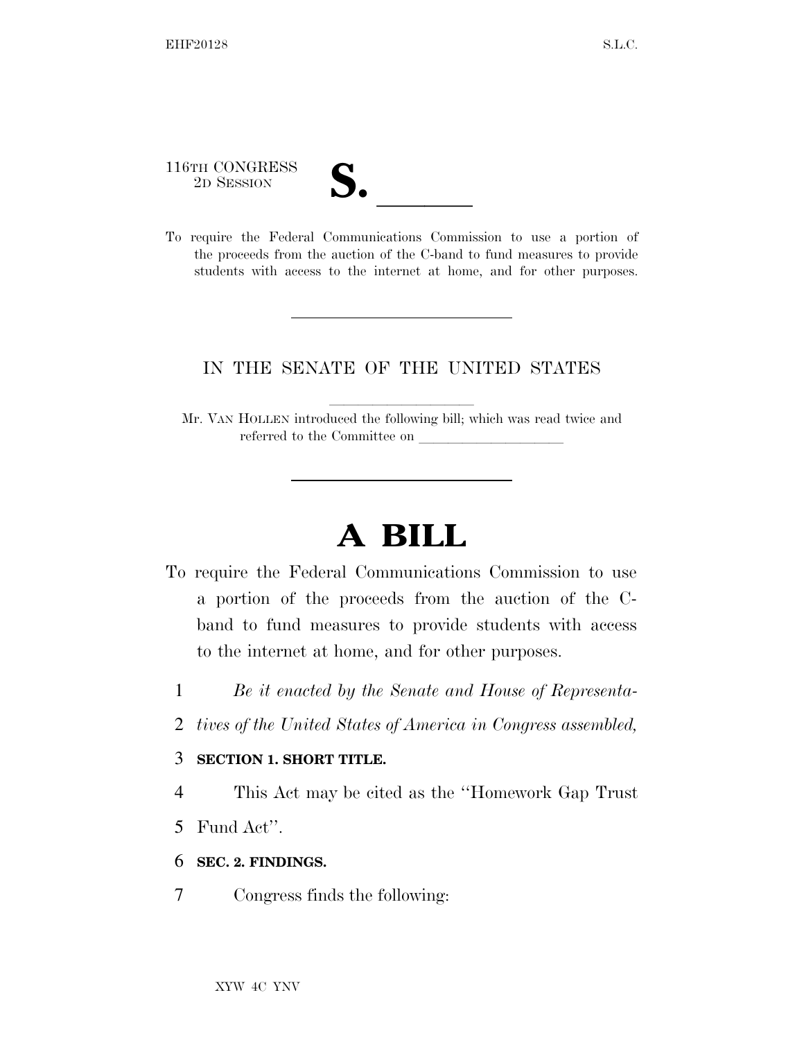116TH CONGRESS
2D SESSION

# S. \_\_\_\_\_\_

To require the Federal Communications Commission to use a portion of the proceeds from the auction of the C-band to fund measures to provide students with access to the internet at home, and for other purposes.

---

IN THE SENATE OF THE UNITED STATES

Mr. VAN HOLLEN introduced the following bill; which was read twice and referred to the Committee on \_\_\_\_\_\_\_\_\_\_\_\_\_\_\_\_\_\_\_\_

---

# A BILL

To require the Federal Communications Commission to use a portion of the proceeds from the auction of the C-band to fund measures to provide students with access to the internet at home, and for other purposes.

*Be it enacted by the Senate and House of Representatives of the United States of America in Congress assembled,*

**SECTION 1. SHORT TITLE.**

This Act may be cited as the ''Homework Gap Trust Fund Act''.

**SEC. 2. FINDINGS.**

Congress finds the following: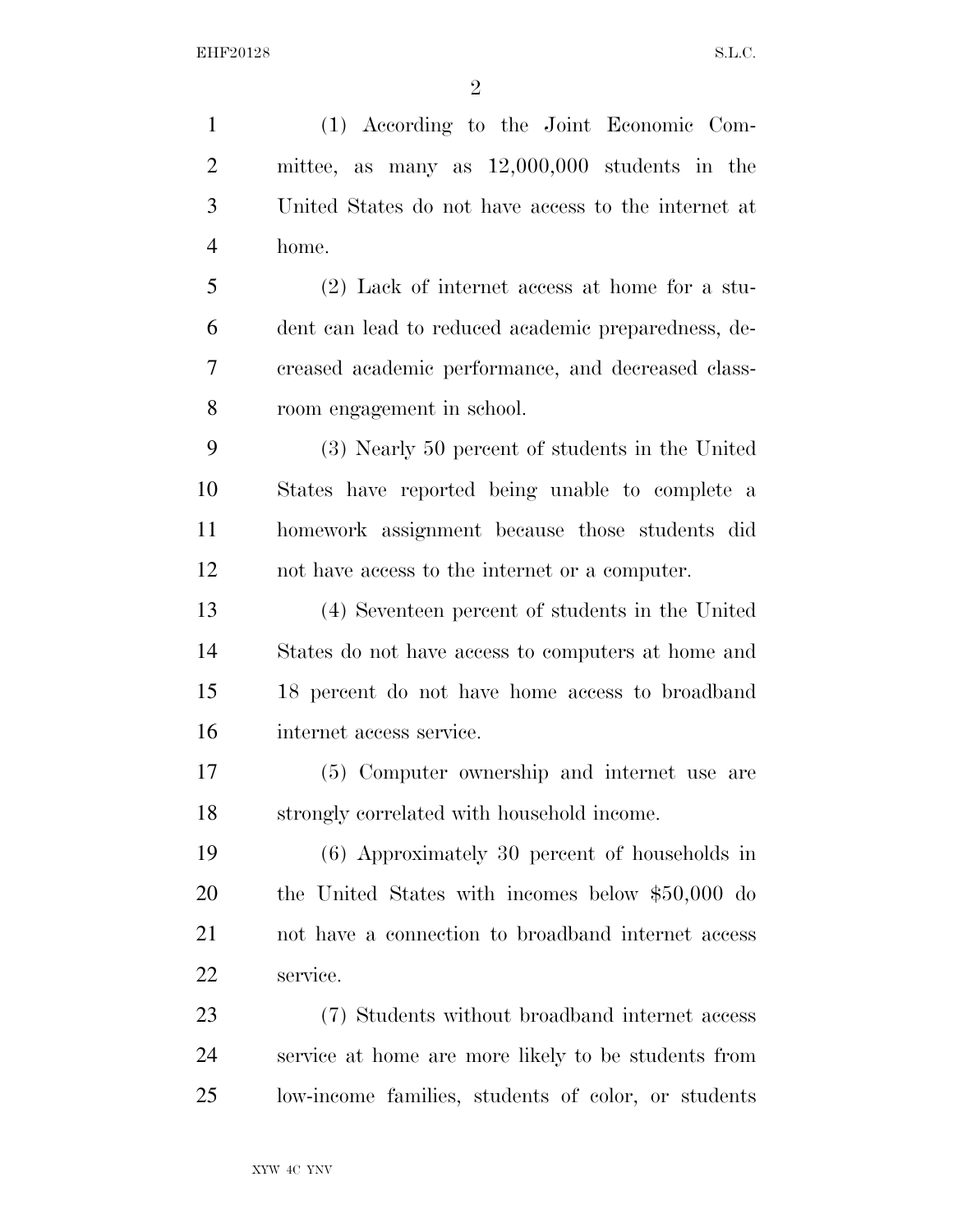(1) According to the Joint Economic Committee, as many as 12,000,000 students in the United States do not have access to the internet at home.

(2) Lack of internet access at home for a student can lead to reduced academic preparedness, decreased academic performance, and decreased classroom engagement in school.

(3) Nearly 50 percent of students in the United States have reported being unable to complete a homework assignment because those students did not have access to the internet or a computer.

(4) Seventeen percent of students in the United States do not have access to computers at home and 18 percent do not have home access to broadband internet access service.

(5) Computer ownership and internet use are strongly correlated with household income.

(6) Approximately 30 percent of households in the United States with incomes below $50,000 do not have a connection to broadband internet access service.

(7) Students without broadband internet access service at home are more likely to be students from low-income families, students of color, or students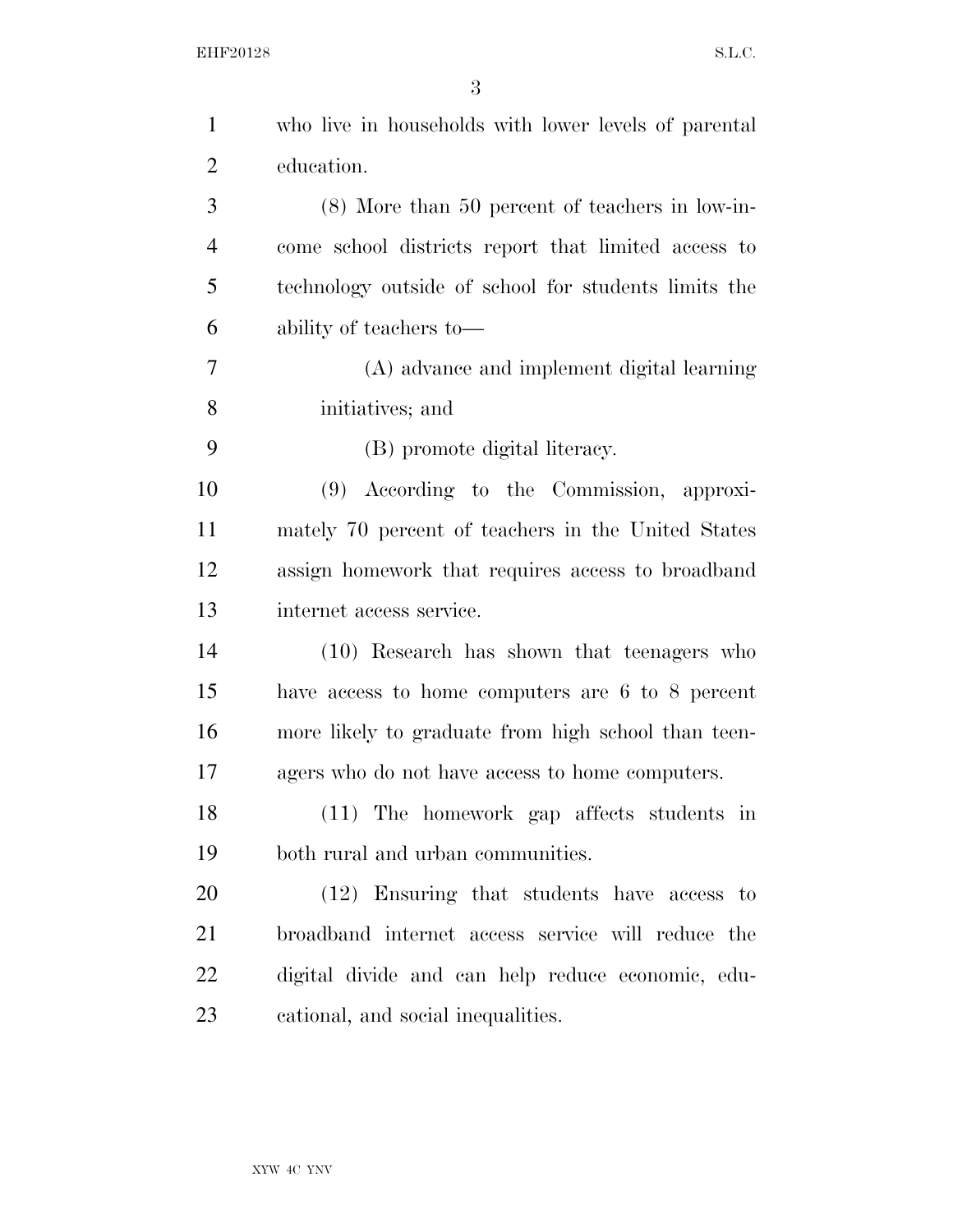who live in households with lower levels of parental education.

(8) More than 50 percent of teachers in low-income school districts report that limited access to technology outside of school for students limits the ability of teachers to—

(A) advance and implement digital learning initiatives; and

(B) promote digital literacy.

(9) According to the Commission, approximately 70 percent of teachers in the United States assign homework that requires access to broadband internet access service.

(10) Research has shown that teenagers who have access to home computers are 6 to 8 percent more likely to graduate from high school than teenagers who do not have access to home computers.

(11) The homework gap affects students in both rural and urban communities.

(12) Ensuring that students have access to broadband internet access service will reduce the digital divide and can help reduce economic, educational, and social inequalities.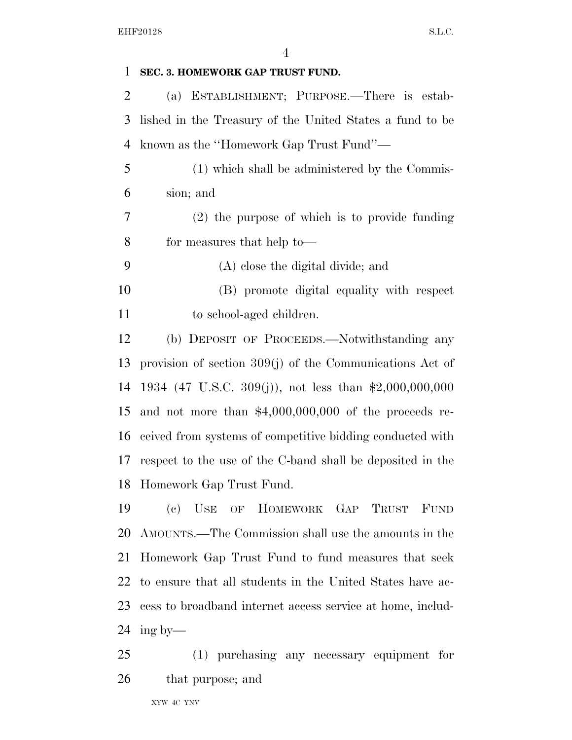**SEC. 3. HOMEWORK GAP TRUST FUND.**

(a) ESTABLISHMENT; PURPOSE.—There is established in the Treasury of the United States a fund to be known as the ''Homework Gap Trust Fund''—

(1) which shall be administered by the Commission; and

(2) the purpose of which is to provide funding for measures that help to—

(A) close the digital divide; and

(B) promote digital equality with respect to school-aged children.

(b) DEPOSIT OF PROCEEDS.—Notwithstanding any provision of section 309(j) of the Communications Act of 1934 (47 U.S.C. 309(j)), not less than $2,000,000,000 and not more than $4,000,000,000 of the proceeds received from systems of competitive bidding conducted with respect to the use of the C-band shall be deposited in the Homework Gap Trust Fund.

(c) USE OF HOMEWORK GAP TRUST FUND AMOUNTS.—The Commission shall use the amounts in the Homework Gap Trust Fund to fund measures that seek to ensure that all students in the United States have access to broadband internet access service at home, including by—

(1) purchasing any necessary equipment for that purpose; and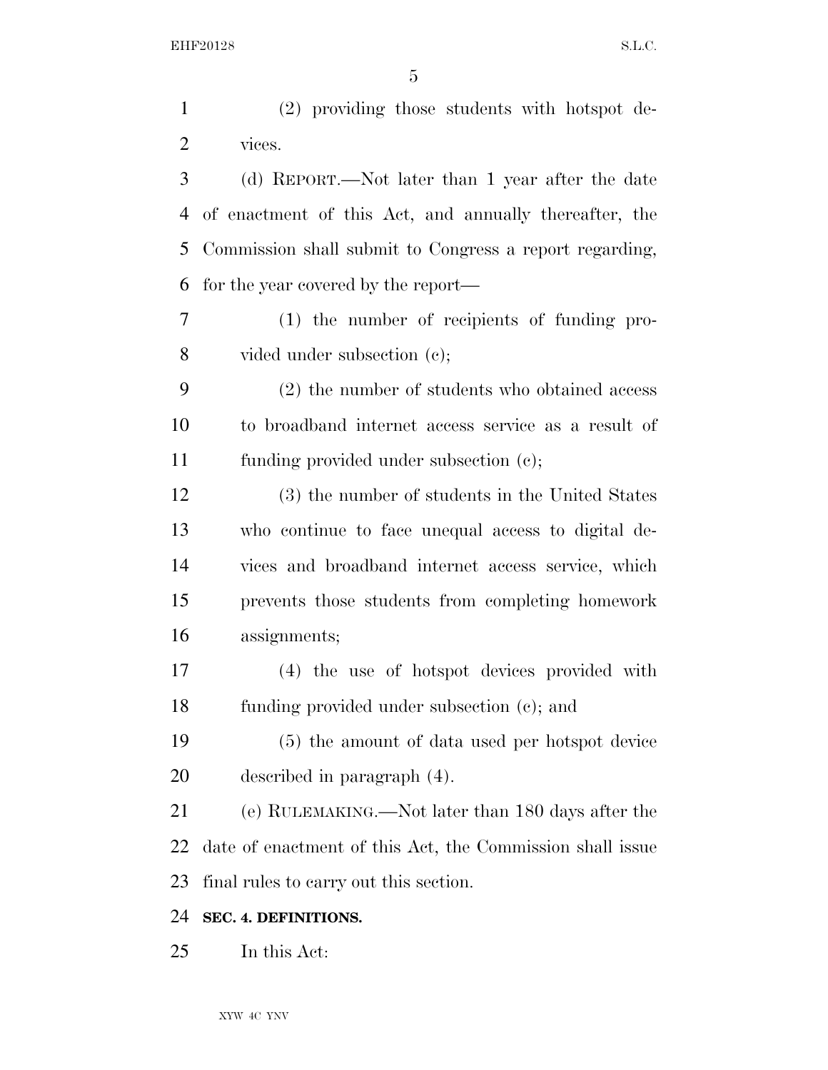(2) providing those students with hotspot devices.

(d) REPORT.—Not later than 1 year after the date of enactment of this Act, and annually thereafter, the Commission shall submit to Congress a report regarding, for the year covered by the report—

(1) the number of recipients of funding provided under subsection (c);

(2) the number of students who obtained access to broadband internet access service as a result of funding provided under subsection (c);

(3) the number of students in the United States who continue to face unequal access to digital devices and broadband internet access service, which prevents those students from completing homework assignments;

(4) the use of hotspot devices provided with funding provided under subsection (c); and

(5) the amount of data used per hotspot device described in paragraph (4).

(e) RULEMAKING.—Not later than 180 days after the date of enactment of this Act, the Commission shall issue final rules to carry out this section.

**SEC. 4. DEFINITIONS.**

In this Act: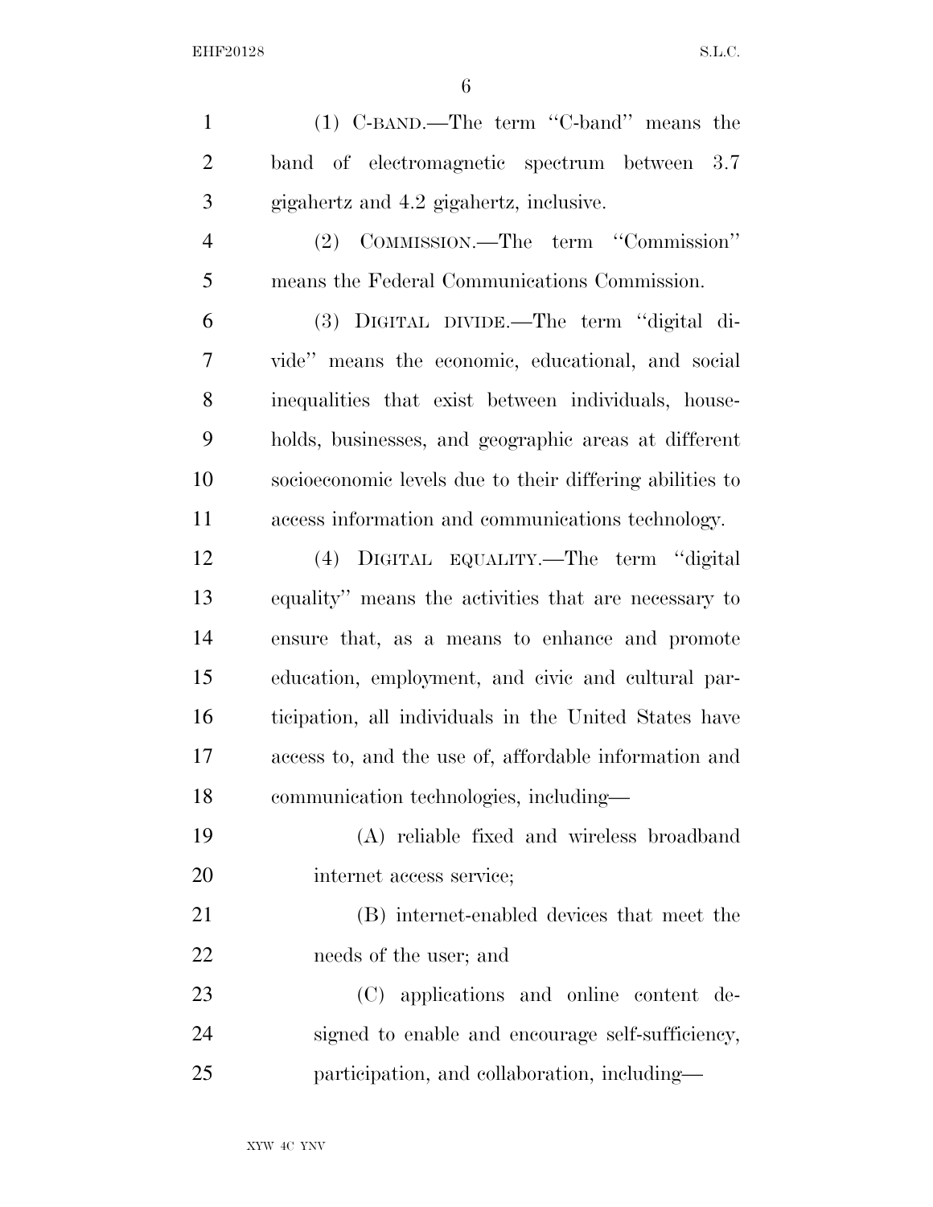(1) C-BAND.—The term ''C-band'' means the band of electromagnetic spectrum between 3.7 gigahertz and 4.2 gigahertz, inclusive.

(2) COMMISSION.—The term ''Commission'' means the Federal Communications Commission.

(3) DIGITAL DIVIDE.—The term ''digital divide'' means the economic, educational, and social inequalities that exist between individuals, households, businesses, and geographic areas at different socioeconomic levels due to their differing abilities to access information and communications technology.

(4) DIGITAL EQUALITY.—The term ''digital equality'' means the activities that are necessary to ensure that, as a means to enhance and promote education, employment, and civic and cultural participation, all individuals in the United States have access to, and the use of, affordable information and communication technologies, including—

(A) reliable fixed and wireless broadband internet access service;

(B) internet-enabled devices that meet the needs of the user; and

(C) applications and online content designed to enable and encourage self-sufficiency, participation, and collaboration, including—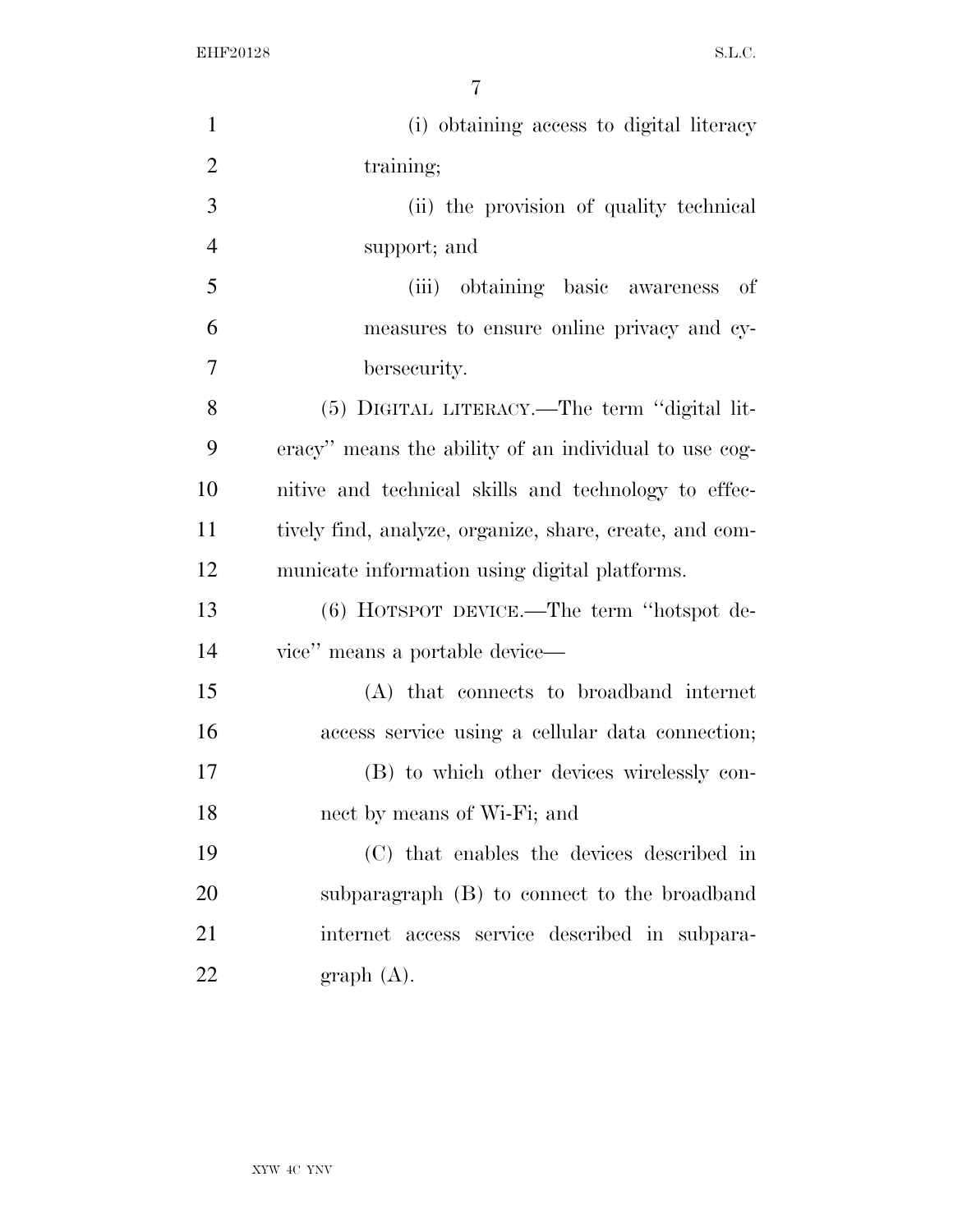(i) obtaining access to digital literacy training;

(ii) the provision of quality technical support; and

(iii) obtaining basic awareness of measures to ensure online privacy and cybersecurity.

(5) DIGITAL LITERACY.—The term "digital literacy" means the ability of an individual to use cognitive and technical skills and technology to effectively find, analyze, organize, share, create, and communicate information using digital platforms.

(6) HOTSPOT DEVICE.—The term "hotspot device" means a portable device—

(A) that connects to broadband internet access service using a cellular data connection;

(B) to which other devices wirelessly connect by means of Wi-Fi; and

(C) that enables the devices described in subparagraph (B) to connect to the broadband internet access service described in subparagraph (A).